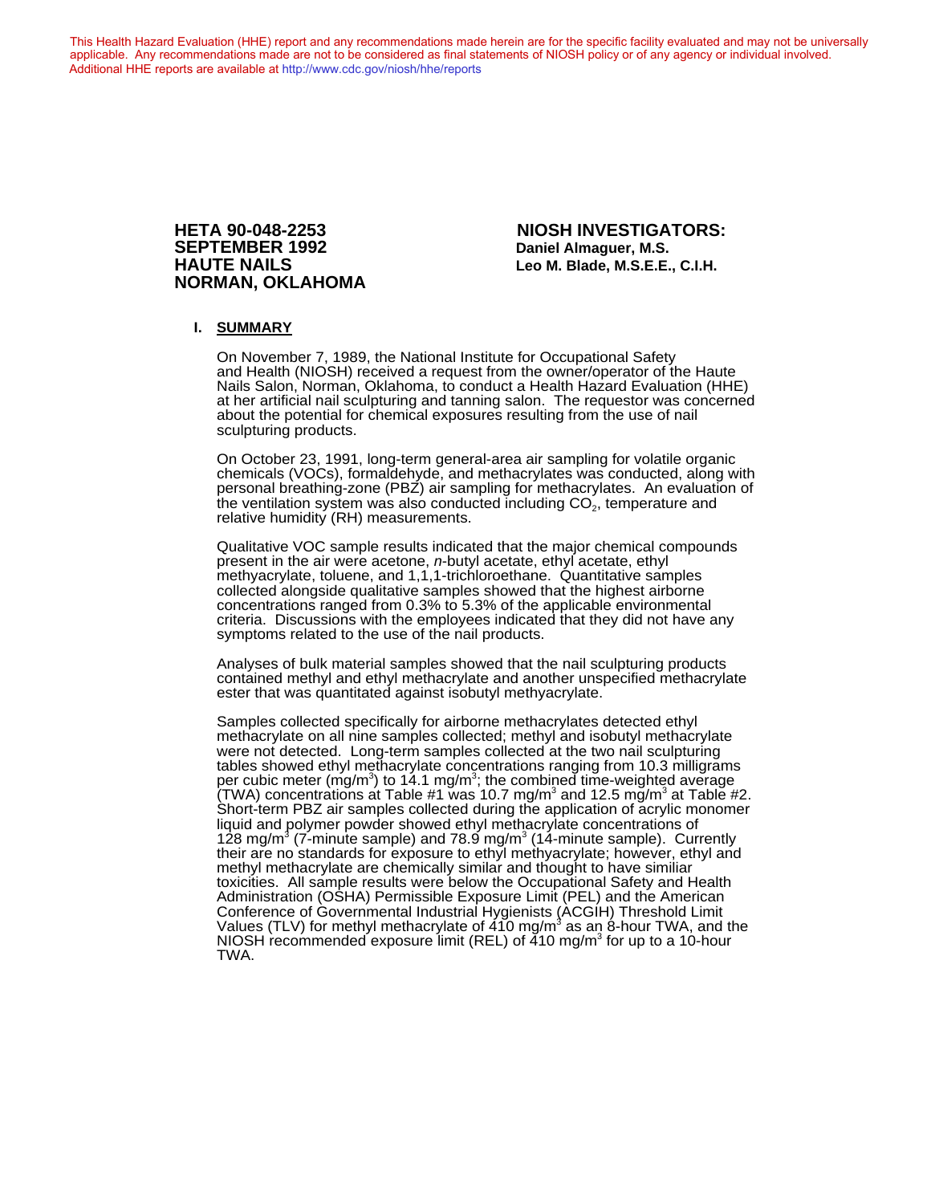This Health Hazard Evaluation (HHE) report and any recommendations made herein are for the specific facility evaluated and may not be universally applicable. Any recommendations made are not to be considered as final statements of NIOSH policy or of any agency or individual involved. Additional HHE reports are available at http://www.cdc.gov/niosh/hhe/reports

**HETA 90-048-2253**
**SEPTEMBER 1992**
**HAUTE NAILS**
**NORMAN, OKLAHOMA**

**NIOSH INVESTIGATORS:**
**Daniel Almaguer, M.S.**
**Leo M. Blade, M.S.E.E., C.I.H.**

## I. SUMMARY

On November 7, 1989, the National Institute for Occupational Safety and Health (NIOSH) received a request from the owner/operator of the Haute Nails Salon, Norman, Oklahoma, to conduct a Health Hazard Evaluation (HHE) at her artificial nail sculpturing and tanning salon. The requestor was concerned about the potential for chemical exposures resulting from the use of nail sculpturing products.

On October 23, 1991, long-term general-area air sampling for volatile organic chemicals (VOCs), formaldehyde, and methacrylates was conducted, along with personal breathing-zone (PBZ) air sampling for methacrylates. An evaluation of the ventilation system was also conducted including $CO_2$, temperature and relative humidity (RH) measurements.

Qualitative VOC sample results indicated that the major chemical compounds present in the air were acetone, *n*-butyl acetate, ethyl acetate, ethyl methyacrylate, toluene, and 1,1,1-trichloroethane. Quantitative samples collected alongside qualitative samples showed that the highest airborne concentrations ranged from 0.3% to 5.3% of the applicable environmental criteria. Discussions with the employees indicated that they did not have any symptoms related to the use of the nail products.

Analyses of bulk material samples showed that the nail sculpturing products contained methyl and ethyl methacrylate and another unspecified methacrylate ester that was quantitated against isobutyl methyacrylate.

Samples collected specifically for airborne methacrylates detected ethyl methacrylate on all nine samples collected; methyl and isobutyl methacrylate were not detected. Long-term samples collected at the two nail sculpturing tables showed ethyl methacrylate concentrations ranging from 10.3 milligrams per cubic meter ($mg/m^3$) to 14.1 $mg/m^3$; the combined time-weighted average (TWA) concentrations at Table #1 was 10.7 $mg/m^3$ and 12.5 $mg/m^3$ at Table #2. Short-term PBZ air samples collected during the application of acrylic monomer liquid and polymer powder showed ethyl methacrylate concentrations of 128 $mg/m^3$ (7-minute sample) and 78.9 $mg/m^3$ (14-minute sample). Currently their are no standards for exposure to ethyl methyacrylate; however, ethyl and methyl methacrylate are chemically similar and thought to have similiar toxicities. All sample results were below the Occupational Safety and Health Administration (OSHA) Permissible Exposure Limit (PEL) and the American Conference of Governmental Industrial Hygienists (ACGIH) Threshold Limit Values (TLV) for methyl methacrylate of 410 $mg/m^3$ as an 8-hour TWA, and the NIOSH recommended exposure limit (REL) of 410 $mg/m^3$ for up to a 10-hour TWA.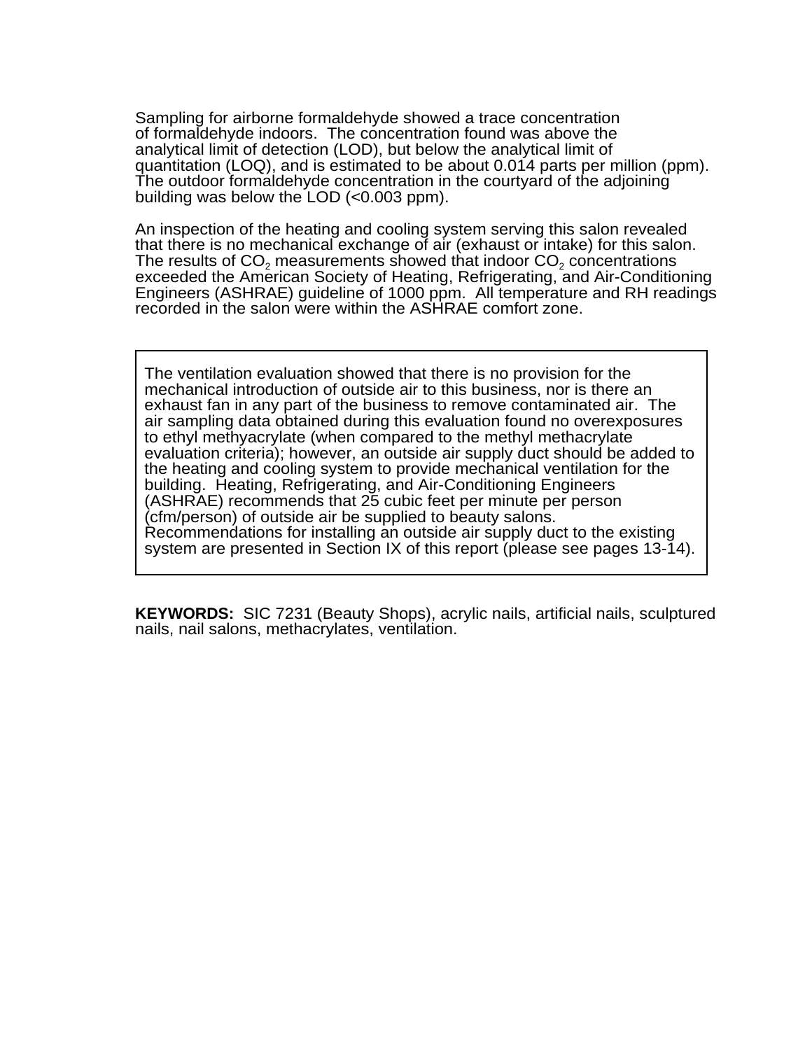Sampling for airborne formaldehyde showed a trace concentration of formaldehyde indoors. The concentration found was above the analytical limit of detection (LOD), but below the analytical limit of quantitation (LOQ), and is estimated to be about 0.014 parts per million (ppm). The outdoor formaldehyde concentration in the courtyard of the adjoining building was below the LOD (<0.003 ppm).

An inspection of the heating and cooling system serving this salon revealed that there is no mechanical exchange of air (exhaust or intake) for this salon. The results of $CO_2$ measurements showed that indoor $CO_2$ concentrations exceeded the American Society of Heating, Refrigerating, and Air-Conditioning Engineers (ASHRAE) guideline of 1000 ppm. All temperature and RH readings recorded in the salon were within the ASHRAE comfort zone.

> The ventilation evaluation showed that there is no provision for the mechanical introduction of outside air to this business, nor is there an exhaust fan in any part of the business to remove contaminated air. The air sampling data obtained during this evaluation found no overexposures to ethyl methyacrylate (when compared to the methyl methacrylate evaluation criteria); however, an outside air supply duct should be added to the heating and cooling system to provide mechanical ventilation for the building. Heating, Refrigerating, and Air-Conditioning Engineers (ASHRAE) recommends that 25 cubic feet per minute per person (cfm/person) of outside air be supplied to beauty salons. Recommendations for installing an outside air supply duct to the existing system are presented in Section IX of this report (please see pages 13-14).

**KEYWORDS:** SIC 7231 (Beauty Shops), acrylic nails, artificial nails, sculptured nails, nail salons, methacrylates, ventilation.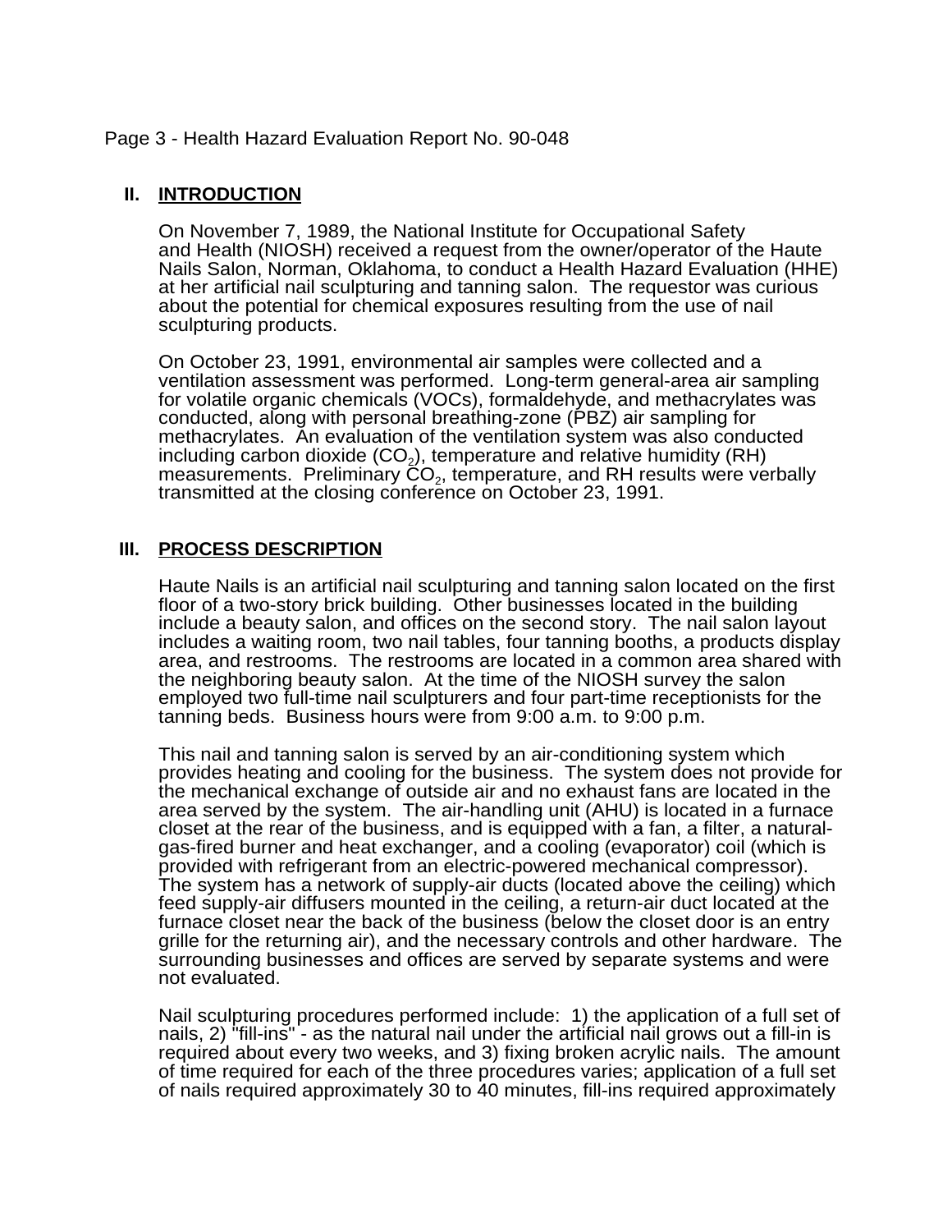## II. INTRODUCTION

On November 7, 1989, the National Institute for Occupational Safety and Health (NIOSH) received a request from the owner/operator of the Haute Nails Salon, Norman, Oklahoma, to conduct a Health Hazard Evaluation (HHE) at her artificial nail sculpturing and tanning salon. The requestor was curious about the potential for chemical exposures resulting from the use of nail sculpturing products.

On October 23, 1991, environmental air samples were collected and a ventilation assessment was performed. Long-term general-area air sampling for volatile organic chemicals (VOCs), formaldehyde, and methacrylates was conducted, along with personal breathing-zone (PBZ) air sampling for methacrylates. An evaluation of the ventilation system was also conducted including carbon dioxide ($CO_2$), temperature and relative humidity (RH) measurements. Preliminary $CO_2$, temperature, and RH results were verbally transmitted at the closing conference on October 23, 1991.

## III. PROCESS DESCRIPTION

Haute Nails is an artificial nail sculpturing and tanning salon located on the first floor of a two-story brick building. Other businesses located in the building include a beauty salon, and offices on the second story. The nail salon layout includes a waiting room, two nail tables, four tanning booths, a products display area, and restrooms. The restrooms are located in a common area shared with the neighboring beauty salon. At the time of the NIOSH survey the salon employed two full-time nail sculpturers and four part-time receptionists for the tanning beds. Business hours were from 9:00 a.m. to 9:00 p.m.

This nail and tanning salon is served by an air-conditioning system which provides heating and cooling for the business. The system does not provide for the mechanical exchange of outside air and no exhaust fans are located in the area served by the system. The air-handling unit (AHU) is located in a furnace closet at the rear of the business, and is equipped with a fan, a filter, a natural-gas-fired burner and heat exchanger, and a cooling (evaporator) coil (which is provided with refrigerant from an electric-powered mechanical compressor). The system has a network of supply-air ducts (located above the ceiling) which feed supply-air diffusers mounted in the ceiling, a return-air duct located at the furnace closet near the back of the business (below the closet door is an entry grille for the returning air), and the necessary controls and other hardware. The surrounding businesses and offices are served by separate systems and were not evaluated.

Nail sculpturing procedures performed include: 1) the application of a full set of nails, 2) "fill-ins" - as the natural nail under the artificial nail grows out a fill-in is required about every two weeks, and 3) fixing broken acrylic nails. The amount of time required for each of the three procedures varies; application of a full set of nails required approximately 30 to 40 minutes, fill-ins required approximately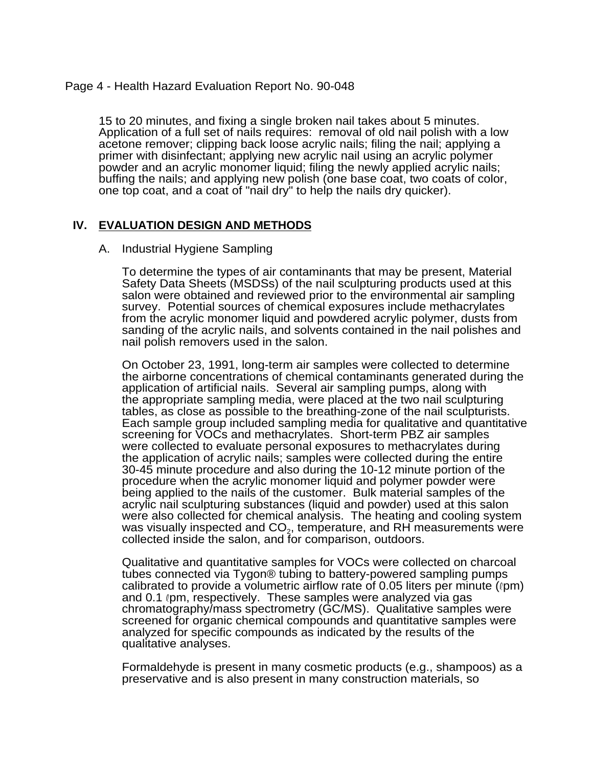15 to 20 minutes, and fixing a single broken nail takes about 5 minutes. Application of a full set of nails requires: removal of old nail polish with a low acetone remover; clipping back loose acrylic nails; filing the nail; applying a primer with disinfectant; applying new acrylic nail using an acrylic polymer powder and an acrylic monomer liquid; filing the newly applied acrylic nails; buffing the nails; and applying new polish (one base coat, two coats of color, one top coat, and a coat of "nail dry" to help the nails dry quicker).

## IV. EVALUATION DESIGN AND METHODS

### A. Industrial Hygiene Sampling

To determine the types of air contaminants that may be present, Material Safety Data Sheets (MSDSs) of the nail sculpturing products used at this salon were obtained and reviewed prior to the environmental air sampling survey. Potential sources of chemical exposures include methacrylates from the acrylic monomer liquid and powdered acrylic polymer, dusts from sanding of the acrylic nails, and solvents contained in the nail polishes and nail polish removers used in the salon.

On October 23, 1991, long-term air samples were collected to determine the airborne concentrations of chemical contaminants generated during the application of artificial nails. Several air sampling pumps, along with the appropriate sampling media, were placed at the two nail sculpturing tables, as close as possible to the breathing-zone of the nail sculpturists. Each sample group included sampling media for qualitative and quantitative screening for VOCs and methacrylates. Short-term PBZ air samples were collected to evaluate personal exposures to methacrylates during the application of acrylic nails; samples were collected during the entire 30-45 minute procedure and also during the 10-12 minute portion of the procedure when the acrylic monomer liquid and polymer powder were being applied to the nails of the customer. Bulk material samples of the acrylic nail sculpturing substances (liquid and powder) used at this salon were also collected for chemical analysis. The heating and cooling system was visually inspected and $CO_2$, temperature, and RH measurements were collected inside the salon, and for comparison, outdoors.

Qualitative and quantitative samples for VOCs were collected on charcoal tubes connected via Tygon® tubing to battery-powered sampling pumps calibrated to provide a volumetric airflow rate of 0.05 liters per minute (ℓpm) and 0.1 ℓpm, respectively. These samples were analyzed via gas chromatography/mass spectrometry (GC/MS). Qualitative samples were screened for organic chemical compounds and quantitative samples were analyzed for specific compounds as indicated by the results of the qualitative analyses.

Formaldehyde is present in many cosmetic products (e.g., shampoos) as a preservative and is also present in many construction materials, so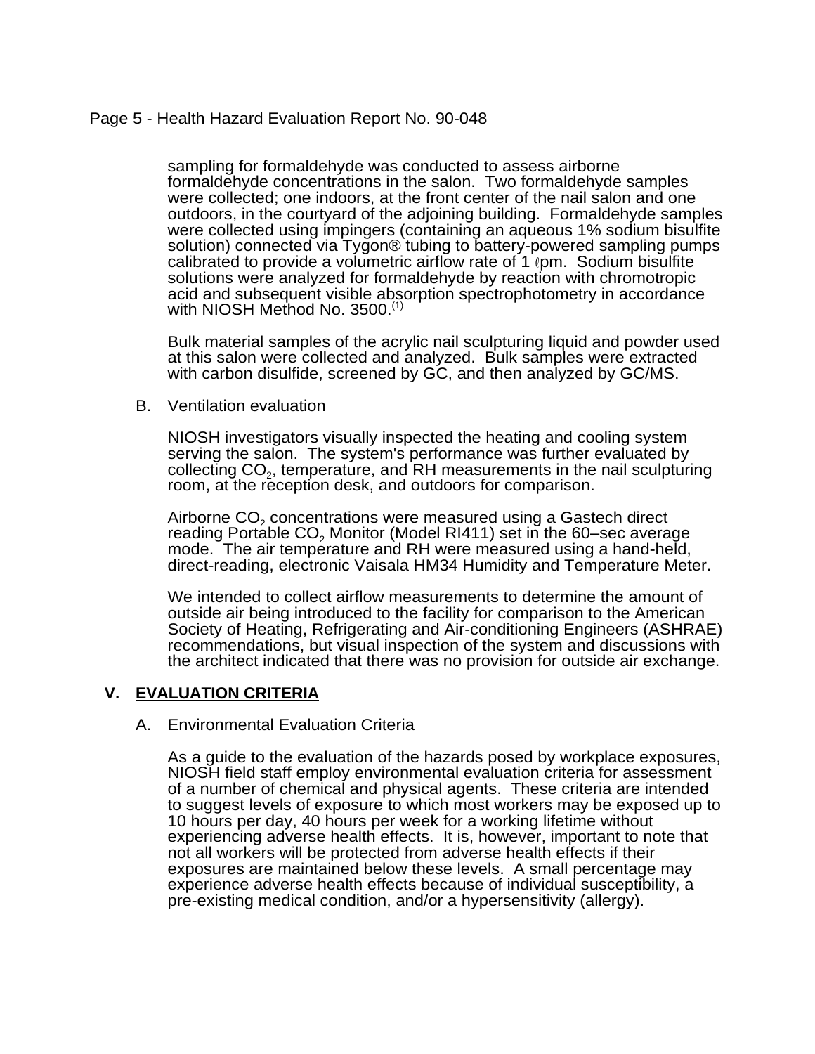sampling for formaldehyde was conducted to assess airborne formaldehyde concentrations in the salon. Two formaldehyde samples were collected; one indoors, at the front center of the nail salon and one outdoors, in the courtyard of the adjoining building. Formaldehyde samples were collected using impingers (containing an aqueous 1% sodium bisulfite solution) connected via Tygon® tubing to battery-powered sampling pumps calibrated to provide a volumetric airflow rate of 1 ℓpm. Sodium bisulfite solutions were analyzed for formaldehyde by reaction with chromotropic acid and subsequent visible absorption spectrophotometry in accordance with NIOSH Method No. 3500.(1)

Bulk material samples of the acrylic nail sculpturing liquid and powder used at this salon were collected and analyzed. Bulk samples were extracted with carbon disulfide, screened by GC, and then analyzed by GC/MS.

B. Ventilation evaluation

NIOSH investigators visually inspected the heating and cooling system serving the salon. The system's performance was further evaluated by collecting $CO_2$, temperature, and RH measurements in the nail sculpturing room, at the reception desk, and outdoors for comparison.

Airborne $CO_2$ concentrations were measured using a Gastech direct reading Portable $CO_2$ Monitor (Model RI411) set in the 60–sec average mode. The air temperature and RH were measured using a hand-held, direct-reading, electronic Vaisala HM34 Humidity and Temperature Meter.

We intended to collect airflow measurements to determine the amount of outside air being introduced to the facility for comparison to the American Society of Heating, Refrigerating and Air-conditioning Engineers (ASHRAE) recommendations, but visual inspection of the system and discussions with the architect indicated that there was no provision for outside air exchange.

## V. EVALUATION CRITERIA

A. Environmental Evaluation Criteria

As a guide to the evaluation of the hazards posed by workplace exposures, NIOSH field staff employ environmental evaluation criteria for assessment of a number of chemical and physical agents. These criteria are intended to suggest levels of exposure to which most workers may be exposed up to 10 hours per day, 40 hours per week for a working lifetime without experiencing adverse health effects. It is, however, important to note that not all workers will be protected from adverse health effects if their exposures are maintained below these levels. A small percentage may experience adverse health effects because of individual susceptibility, a pre-existing medical condition, and/or a hypersensitivity (allergy).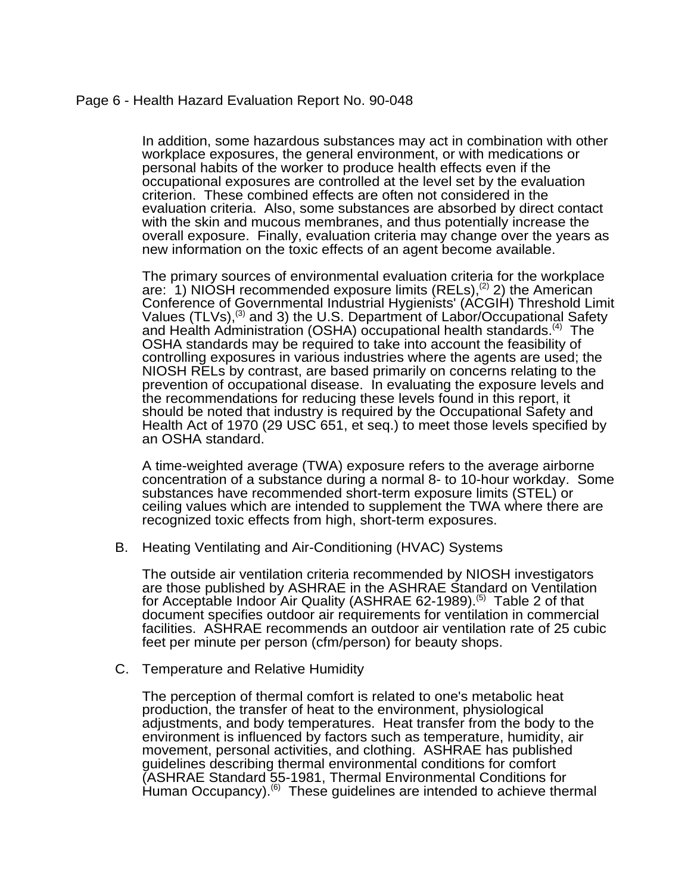In addition, some hazardous substances may act in combination with other workplace exposures, the general environment, or with medications or personal habits of the worker to produce health effects even if the occupational exposures are controlled at the level set by the evaluation criterion. These combined effects are often not considered in the evaluation criteria. Also, some substances are absorbed by direct contact with the skin and mucous membranes, and thus potentially increase the overall exposure. Finally, evaluation criteria may change over the years as new information on the toxic effects of an agent become available.

The primary sources of environmental evaluation criteria for the workplace are: 1) NIOSH recommended exposure limits (RELs),[2] 2) the American Conference of Governmental Industrial Hygienists' (ACGIH) Threshold Limit Values (TLVs),[3] and 3) the U.S. Department of Labor/Occupational Safety and Health Administration (OSHA) occupational health standards.[4] The OSHA standards may be required to take into account the feasibility of controlling exposures in various industries where the agents are used; the NIOSH RELs by contrast, are based primarily on concerns relating to the prevention of occupational disease. In evaluating the exposure levels and the recommendations for reducing these levels found in this report, it should be noted that industry is required by the Occupational Safety and Health Act of 1970 (29 USC 651, et seq.) to meet those levels specified by an OSHA standard.

A time-weighted average (TWA) exposure refers to the average airborne concentration of a substance during a normal 8- to 10-hour workday. Some substances have recommended short-term exposure limits (STEL) or ceiling values which are intended to supplement the TWA where there are recognized toxic effects from high, short-term exposures.

### B. Heating Ventilating and Air-Conditioning (HVAC) Systems

The outside air ventilation criteria recommended by NIOSH investigators are those published by ASHRAE in the ASHRAE Standard on Ventilation for Acceptable Indoor Air Quality (ASHRAE 62-1989).[5] Table 2 of that document specifies outdoor air requirements for ventilation in commercial facilities. ASHRAE recommends an outdoor air ventilation rate of 25 cubic feet per minute per person (cfm/person) for beauty shops.

### C. Temperature and Relative Humidity

The perception of thermal comfort is related to one's metabolic heat production, the transfer of heat to the environment, physiological adjustments, and body temperatures. Heat transfer from the body to the environment is influenced by factors such as temperature, humidity, air movement, personal activities, and clothing. ASHRAE has published guidelines describing thermal environmental conditions for comfort (ASHRAE Standard 55-1981, Thermal Environmental Conditions for Human Occupancy).[6] These guidelines are intended to achieve thermal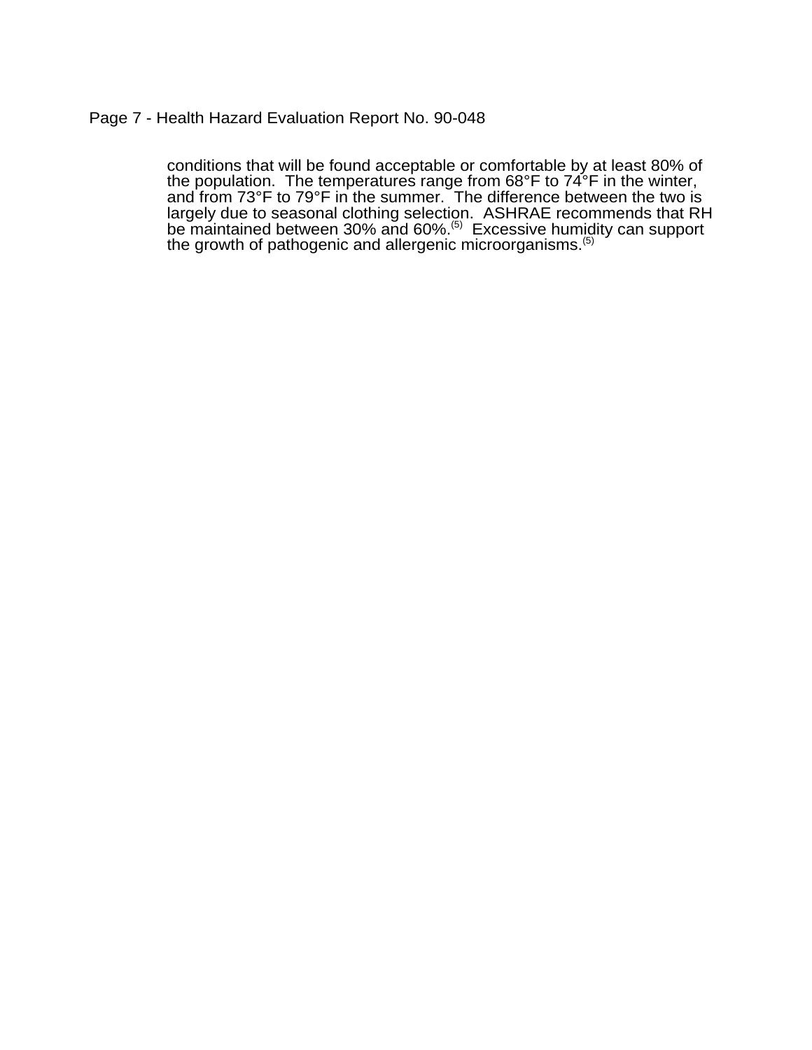conditions that will be found acceptable or comfortable by at least 80% of the population. The temperatures range from 68°F to 74°F in the winter, and from 73°F to 79°F in the summer. The difference between the two is largely due to seasonal clothing selection. ASHRAE recommends that RH be maintained between 30% and 60%.[(5)] Excessive humidity can support the growth of pathogenic and allergenic microorganisms.[(5)]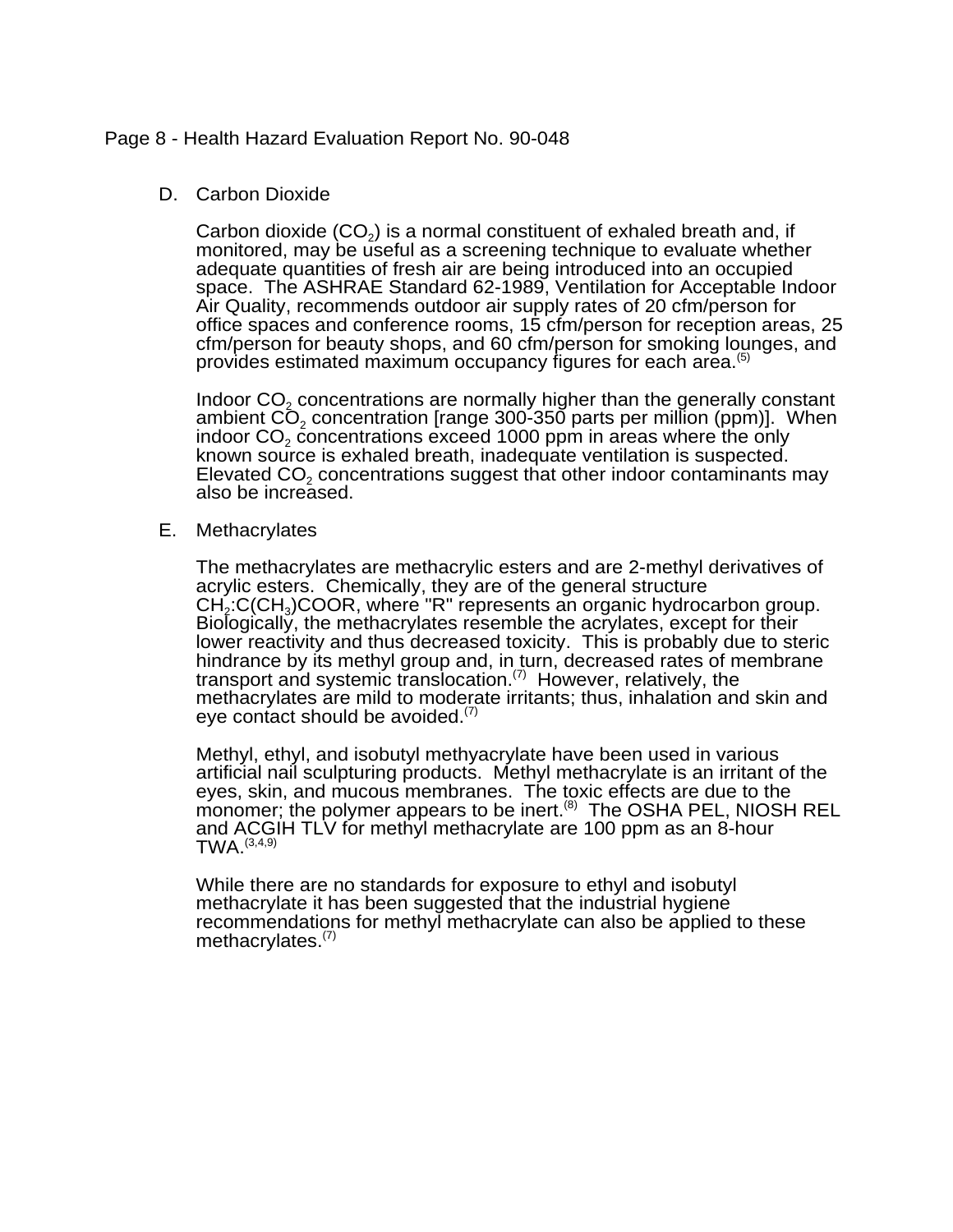## D. Carbon Dioxide

Carbon dioxide ($CO_2$) is a normal constituent of exhaled breath and, if monitored, may be useful as a screening technique to evaluate whether adequate quantities of fresh air are being introduced into an occupied space. The ASHRAE Standard 62-1989, Ventilation for Acceptable Indoor Air Quality, recommends outdoor air supply rates of 20 cfm/person for office spaces and conference rooms, 15 cfm/person for reception areas, 25 cfm/person for beauty shops, and 60 cfm/person for smoking lounges, and provides estimated maximum occupancy figures for each area.[5]

Indoor $CO_2$ concentrations are normally higher than the generally constant ambient $CO_2$ concentration [range 300-350 parts per million (ppm)]. When indoor $CO_2$ concentrations exceed 1000 ppm in areas where the only known source is exhaled breath, inadequate ventilation is suspected. Elevated $CO_2$ concentrations suggest that other indoor contaminants may also be increased.

## E. Methacrylates

The methacrylates are methacrylic esters and are 2-methyl derivatives of acrylic esters. Chemically, they are of the general structure $CH_2$:C($CH_3$)COOR, where "R" represents an organic hydrocarbon group. Biologically, the methacrylates resemble the acrylates, except for their lower reactivity and thus decreased toxicity. This is probably due to steric hindrance by its methyl group and, in turn, decreased rates of membrane transport and systemic translocation.[7] However, relatively, the methacrylates are mild to moderate irritants; thus, inhalation and skin and eye contact should be avoided.[7]

Methyl, ethyl, and isobutyl methyacrylate have been used in various artificial nail sculpturing products. Methyl methacrylate is an irritant of the eyes, skin, and mucous membranes. The toxic effects are due to the monomer; the polymer appears to be inert.[8] The OSHA PEL, NIOSH REL and ACGIH TLV for methyl methacrylate are 100 ppm as an 8-hour TWA.[3,4,9]

While there are no standards for exposure to ethyl and isobutyl methacrylate it has been suggested that the industrial hygiene recommendations for methyl methacrylate can also be applied to these methacrylates.[7]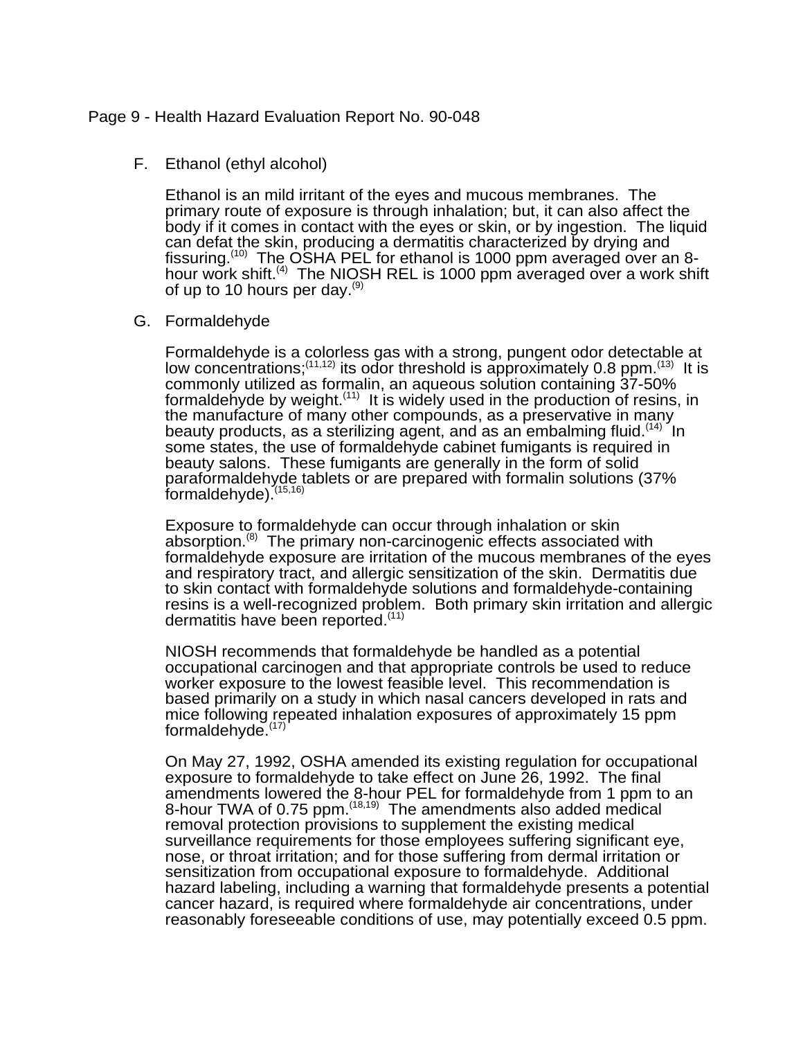F. Ethanol (ethyl alcohol)

Ethanol is an mild irritant of the eyes and mucous membranes. The primary route of exposure is through inhalation; but, it can also affect the body if it comes in contact with the eyes or skin, or by ingestion. The liquid can defat the skin, producing a dermatitis characterized by drying and fissuring.[10] The OSHA PEL for ethanol is 1000 ppm averaged over an 8-hour work shift.[4] The NIOSH REL is 1000 ppm averaged over a work shift of up to 10 hours per day.[9]

G. Formaldehyde

Formaldehyde is a colorless gas with a strong, pungent odor detectable at low concentrations;[11,12] its odor threshold is approximately 0.8 ppm.[13] It is commonly utilized as formalin, an aqueous solution containing 37-50% formaldehyde by weight.[11] It is widely used in the production of resins, in the manufacture of many other compounds, as a preservative in many beauty products, as a sterilizing agent, and as an embalming fluid.[14] In some states, the use of formaldehyde cabinet fumigants is required in beauty salons. These fumigants are generally in the form of solid paraformaldehyde tablets or are prepared with formalin solutions (37% formaldehyde).[15,16]

Exposure to formaldehyde can occur through inhalation or skin absorption.[8] The primary non-carcinogenic effects associated with formaldehyde exposure are irritation of the mucous membranes of the eyes and respiratory tract, and allergic sensitization of the skin. Dermatitis due to skin contact with formaldehyde solutions and formaldehyde-containing resins is a well-recognized problem. Both primary skin irritation and allergic dermatitis have been reported.[11]

NIOSH recommends that formaldehyde be handled as a potential occupational carcinogen and that appropriate controls be used to reduce worker exposure to the lowest feasible level. This recommendation is based primarily on a study in which nasal cancers developed in rats and mice following repeated inhalation exposures of approximately 15 ppm formaldehyde.[17]

On May 27, 1992, OSHA amended its existing regulation for occupational exposure to formaldehyde to take effect on June 26, 1992. The final amendments lowered the 8-hour PEL for formaldehyde from 1 ppm to an 8-hour TWA of 0.75 ppm.[18,19] The amendments also added medical removal protection provisions to supplement the existing medical surveillance requirements for those employees suffering significant eye, nose, or throat irritation; and for those suffering from dermal irritation or sensitization from occupational exposure to formaldehyde. Additional hazard labeling, including a warning that formaldehyde presents a potential cancer hazard, is required where formaldehyde air concentrations, under reasonably foreseeable conditions of use, may potentially exceed 0.5 ppm.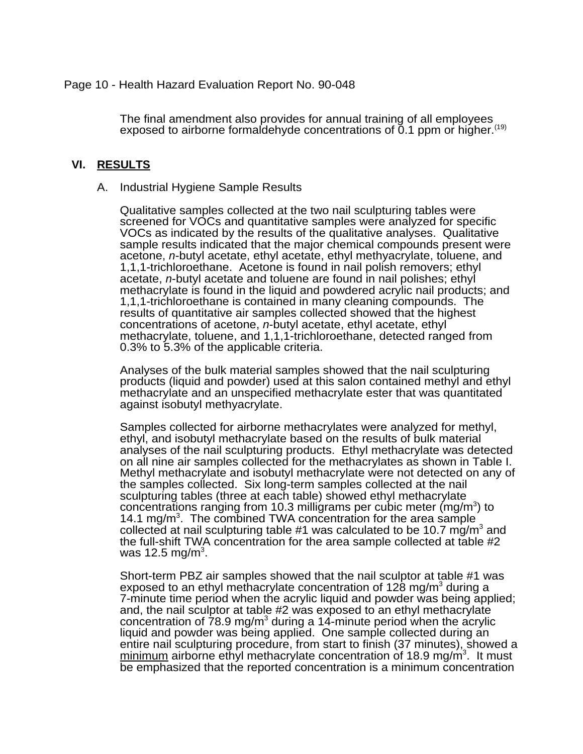The final amendment also provides for annual training of all employees exposed to airborne formaldehyde concentrations of 0.1 ppm or higher.[19]

## VI. RESULTS

### A. Industrial Hygiene Sample Results

Qualitative samples collected at the two nail sculpturing tables were screened for VOCs and quantitative samples were analyzed for specific VOCs as indicated by the results of the qualitative analyses. Qualitative sample results indicated that the major chemical compounds present were acetone, *n*-butyl acetate, ethyl acetate, ethyl methyacrylate, toluene, and 1,1,1-trichloroethane. Acetone is found in nail polish removers; ethyl acetate, *n*-butyl acetate and toluene are found in nail polishes; ethyl methacrylate is found in the liquid and powdered acrylic nail products; and 1,1,1-trichloroethane is contained in many cleaning compounds. The results of quantitative air samples collected showed that the highest concentrations of acetone, *n*-butyl acetate, ethyl acetate, ethyl methacrylate, toluene, and 1,1,1-trichloroethane, detected ranged from 0.3% to 5.3% of the applicable criteria.

Analyses of the bulk material samples showed that the nail sculpturing products (liquid and powder) used at this salon contained methyl and ethyl methacrylate and an unspecified methacrylate ester that was quantitated against isobutyl methyacrylate.

Samples collected for airborne methacrylates were analyzed for methyl, ethyl, and isobutyl methacrylate based on the results of bulk material analyses of the nail sculpturing products. Ethyl methacrylate was detected on all nine air samples collected for the methacrylates as shown in Table I. Methyl methacrylate and isobutyl methacrylate were not detected on any of the samples collected. Six long-term samples collected at the nail sculpturing tables (three at each table) showed ethyl methacrylate concentrations ranging from 10.3 milligrams per cubic meter (mg/m$^3$) to 14.1 mg/m$^3$. The combined TWA concentration for the area sample collected at nail sculpturing table #1 was calculated to be 10.7 mg/m$^3$ and the full-shift TWA concentration for the area sample collected at table #2 was 12.5 mg/m$^3$.

Short-term PBZ air samples showed that the nail sculptor at table #1 was exposed to an ethyl methacrylate concentration of 128 mg/m$^3$ during a 7-minute time period when the acrylic liquid and powder was being applied; and, the nail sculptor at table #2 was exposed to an ethyl methacrylate concentration of 78.9 mg/m$^3$ during a 14-minute period when the acrylic liquid and powder was being applied. One sample collected during an entire nail sculpturing procedure, from start to finish (37 minutes), showed a minimum airborne ethyl methacrylate concentration of 18.9 mg/m$^3$. It must be emphasized that the reported concentration is a minimum concentration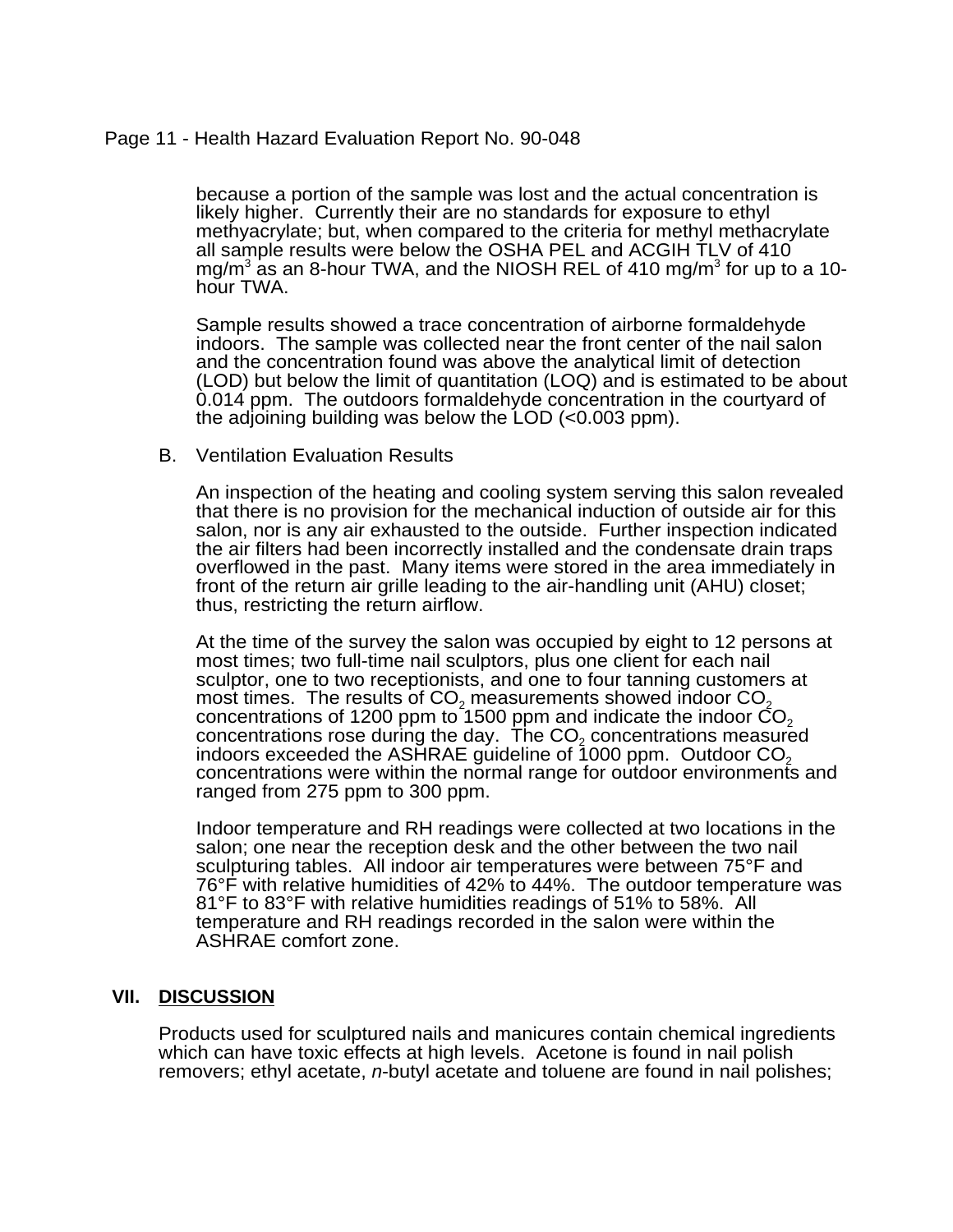because a portion of the sample was lost and the actual concentration is likely higher. Currently their are no standards for exposure to ethyl methyacrylate; but, when compared to the criteria for methyl methacrylate all sample results were below the OSHA PEL and ACGIH TLV of 410 $mg/m^3$ as an 8-hour TWA, and the NIOSH REL of 410 $mg/m^3$ for up to a 10-hour TWA.

Sample results showed a trace concentration of airborne formaldehyde indoors. The sample was collected near the front center of the nail salon and the concentration found was above the analytical limit of detection (LOD) but below the limit of quantitation (LOQ) and is estimated to be about 0.014 ppm. The outdoors formaldehyde concentration in the courtyard of the adjoining building was below the LOD (<0.003 ppm).

B. Ventilation Evaluation Results

An inspection of the heating and cooling system serving this salon revealed that there is no provision for the mechanical induction of outside air for this salon, nor is any air exhausted to the outside. Further inspection indicated the air filters had been incorrectly installed and the condensate drain traps overflowed in the past. Many items were stored in the area immediately in front of the return air grille leading to the air-handling unit (AHU) closet; thus, restricting the return airflow.

At the time of the survey the salon was occupied by eight to 12 persons at most times; two full-time nail sculptors, plus one client for each nail sculptor, one to two receptionists, and one to four tanning customers at most times. The results of $CO_2$ measurements showed indoor $CO_2$ concentrations of 1200 ppm to 1500 ppm and indicate the indoor $CO_2$ concentrations rose during the day. The $CO_2$ concentrations measured indoors exceeded the ASHRAE guideline of 1000 ppm. Outdoor $CO_2$ concentrations were within the normal range for outdoor environments and ranged from 275 ppm to 300 ppm.

Indoor temperature and RH readings were collected at two locations in the salon; one near the reception desk and the other between the two nail sculpturing tables. All indoor air temperatures were between 75°F and 76°F with relative humidities of 42% to 44%. The outdoor temperature was 81°F to 83°F with relative humidities readings of 51% to 58%. All temperature and RH readings recorded in the salon were within the ASHRAE comfort zone.

## VII. DISCUSSION

Products used for sculptured nails and manicures contain chemical ingredients which can have toxic effects at high levels. Acetone is found in nail polish removers; ethyl acetate, *n*-butyl acetate and toluene are found in nail polishes;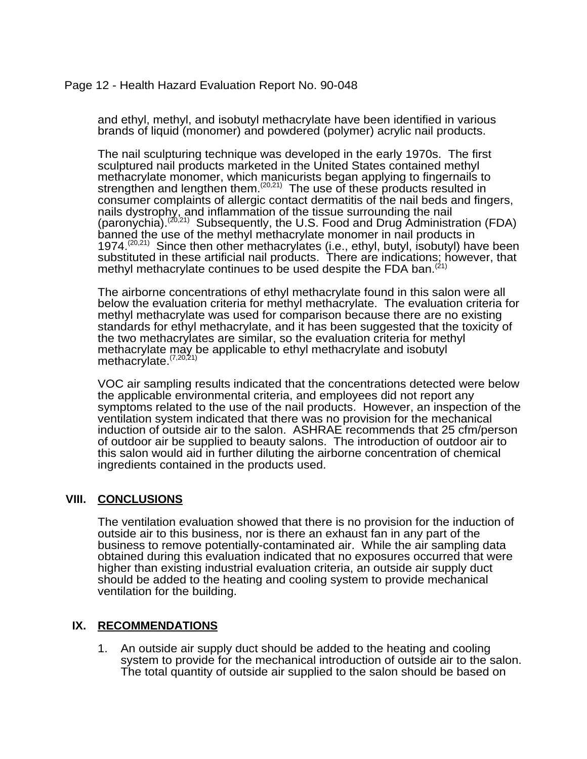and ethyl, methyl, and isobutyl methacrylate have been identified in various brands of liquid (monomer) and powdered (polymer) acrylic nail products.

The nail sculpturing technique was developed in the early 1970s. The first sculptured nail products marketed in the United States contained methyl methacrylate monomer, which manicurists began applying to fingernails to strengthen and lengthen them.[20,21] The use of these products resulted in consumer complaints of allergic contact dermatitis of the nail beds and fingers, nails dystrophy, and inflammation of the tissue surrounding the nail (paronychia).[20,21] Subsequently, the U.S. Food and Drug Administration (FDA) banned the use of the methyl methacrylate monomer in nail products in 1974.[20,21] Since then other methacrylates (i.e., ethyl, butyl, isobutyl) have been substituted in these artificial nail products. There are indications; however, that methyl methacrylate continues to be used despite the FDA ban.[21]

The airborne concentrations of ethyl methacrylate found in this salon were all below the evaluation criteria for methyl methacrylate. The evaluation criteria for methyl methacrylate was used for comparison because there are no existing standards for ethyl methacrylate, and it has been suggested that the toxicity of the two methacrylates are similar, so the evaluation criteria for methyl methacrylate may be applicable to ethyl methacrylate and isobutyl methacrylate.[7,20,21]

VOC air sampling results indicated that the concentrations detected were below the applicable environmental criteria, and employees did not report any symptoms related to the use of the nail products. However, an inspection of the ventilation system indicated that there was no provision for the mechanical induction of outside air to the salon. ASHRAE recommends that 25 cfm/person of outdoor air be supplied to beauty salons. The introduction of outdoor air to this salon would aid in further diluting the airborne concentration of chemical ingredients contained in the products used.

## VIII. CONCLUSIONS

The ventilation evaluation showed that there is no provision for the induction of outside air to this business, nor is there an exhaust fan in any part of the business to remove potentially-contaminated air. While the air sampling data obtained during this evaluation indicated that no exposures occurred that were higher than existing industrial evaluation criteria, an outside air supply duct should be added to the heating and cooling system to provide mechanical ventilation for the building.

## IX. RECOMMENDATIONS

1. An outside air supply duct should be added to the heating and cooling system to provide for the mechanical introduction of outside air to the salon. The total quantity of outside air supplied to the salon should be based on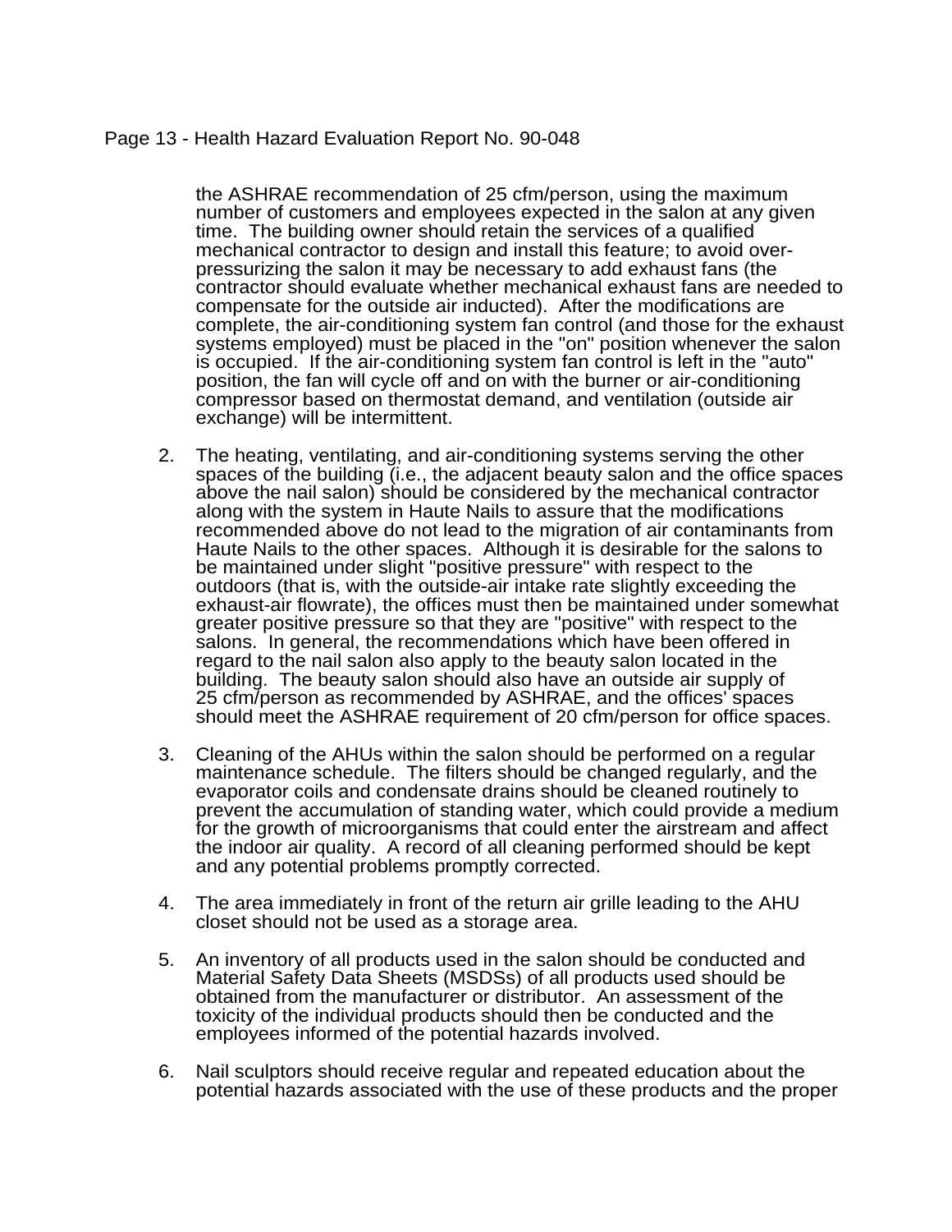the ASHRAE recommendation of 25 cfm/person, using the maximum number of customers and employees expected in the salon at any given time. The building owner should retain the services of a qualified mechanical contractor to design and install this feature; to avoid over-pressurizing the salon it may be necessary to add exhaust fans (the contractor should evaluate whether mechanical exhaust fans are needed to compensate for the outside air inducted). After the modifications are complete, the air-conditioning system fan control (and those for the exhaust systems employed) must be placed in the "on" position whenever the salon is occupied. If the air-conditioning system fan control is left in the "auto" position, the fan will cycle off and on with the burner or air-conditioning compressor based on thermostat demand, and ventilation (outside air exchange) will be intermittent.

2. The heating, ventilating, and air-conditioning systems serving the other spaces of the building (i.e., the adjacent beauty salon and the office spaces above the nail salon) should be considered by the mechanical contractor along with the system in Haute Nails to assure that the modifications recommended above do not lead to the migration of air contaminants from Haute Nails to the other spaces. Although it is desirable for the salons to be maintained under slight "positive pressure" with respect to the outdoors (that is, with the outside-air intake rate slightly exceeding the exhaust-air flowrate), the offices must then be maintained under somewhat greater positive pressure so that they are "positive" with respect to the salons. In general, the recommendations which have been offered in regard to the nail salon also apply to the beauty salon located in the building. The beauty salon should also have an outside air supply of 25 cfm/person as recommended by ASHRAE, and the offices' spaces should meet the ASHRAE requirement of 20 cfm/person for office spaces.

3. Cleaning of the AHUs within the salon should be performed on a regular maintenance schedule. The filters should be changed regularly, and the evaporator coils and condensate drains should be cleaned routinely to prevent the accumulation of standing water, which could provide a medium for the growth of microorganisms that could enter the airstream and affect the indoor air quality. A record of all cleaning performed should be kept and any potential problems promptly corrected.

4. The area immediately in front of the return air grille leading to the AHU closet should not be used as a storage area.

5. An inventory of all products used in the salon should be conducted and Material Safety Data Sheets (MSDSs) of all products used should be obtained from the manufacturer or distributor. An assessment of the toxicity of the individual products should then be conducted and the employees informed of the potential hazards involved.

6. Nail sculptors should receive regular and repeated education about the potential hazards associated with the use of these products and the proper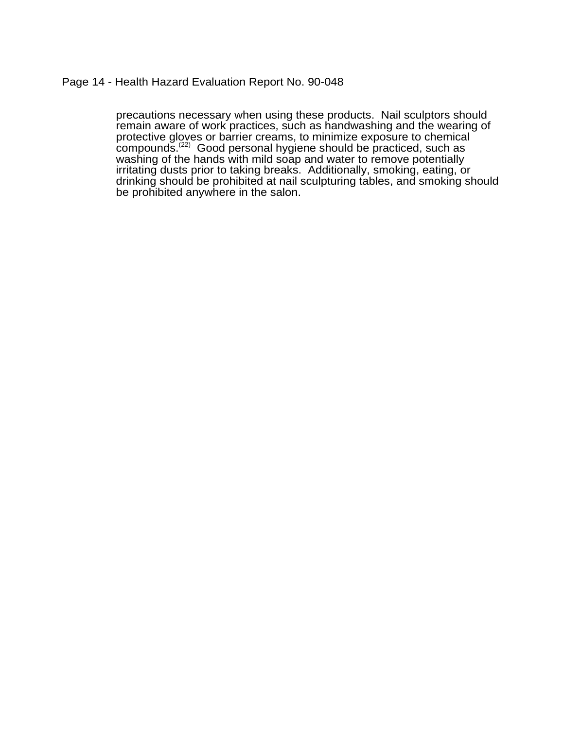precautions necessary when using these products. Nail sculptors should remain aware of work practices, such as handwashing and the wearing of protective gloves or barrier creams, to minimize exposure to chemical compounds.[22] Good personal hygiene should be practiced, such as washing of the hands with mild soap and water to remove potentially irritating dusts prior to taking breaks. Additionally, smoking, eating, or drinking should be prohibited at nail sculpturing tables, and smoking should be prohibited anywhere in the salon.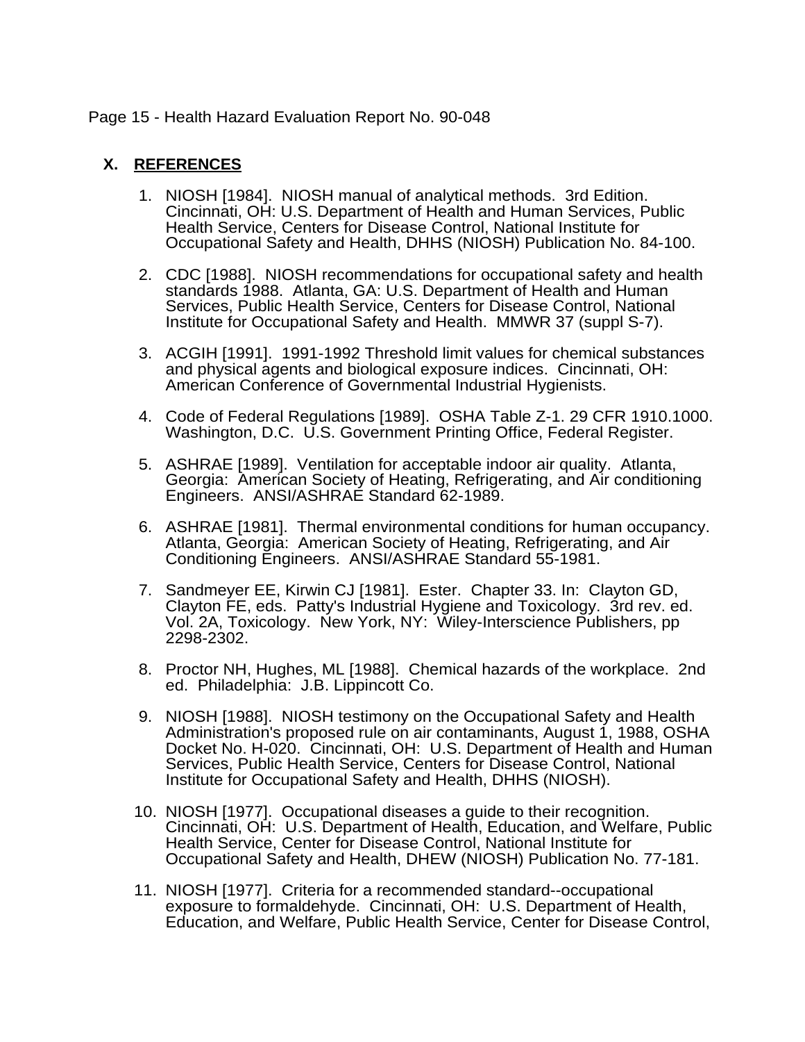## X. REFERENCES

1. NIOSH [1984]. NIOSH manual of analytical methods. 3rd Edition. Cincinnati, OH: U.S. Department of Health and Human Services, Public Health Service, Centers for Disease Control, National Institute for Occupational Safety and Health, DHHS (NIOSH) Publication No. 84-100.

2. CDC [1988]. NIOSH recommendations for occupational safety and health standards 1988. Atlanta, GA: U.S. Department of Health and Human Services, Public Health Service, Centers for Disease Control, National Institute for Occupational Safety and Health. MMWR 37 (suppl S-7).

3. ACGIH [1991]. 1991-1992 Threshold limit values for chemical substances and physical agents and biological exposure indices. Cincinnati, OH: American Conference of Governmental Industrial Hygienists.

4. Code of Federal Regulations [1989]. OSHA Table Z-1. 29 CFR 1910.1000. Washington, D.C. U.S. Government Printing Office, Federal Register.

5. ASHRAE [1989]. Ventilation for acceptable indoor air quality. Atlanta, Georgia: American Society of Heating, Refrigerating, and Air conditioning Engineers. ANSI/ASHRAE Standard 62-1989.

6. ASHRAE [1981]. Thermal environmental conditions for human occupancy. Atlanta, Georgia: American Society of Heating, Refrigerating, and Air Conditioning Engineers. ANSI/ASHRAE Standard 55-1981.

7. Sandmeyer EE, Kirwin CJ [1981]. Ester. Chapter 33. In: Clayton GD, Clayton FE, eds. Patty's Industrial Hygiene and Toxicology. 3rd rev. ed. Vol. 2A, Toxicology. New York, NY: Wiley-Interscience Publishers, pp 2298-2302.

8. Proctor NH, Hughes, ML [1988]. Chemical hazards of the workplace. 2nd ed. Philadelphia: J.B. Lippincott Co.

9. NIOSH [1988]. NIOSH testimony on the Occupational Safety and Health Administration's proposed rule on air contaminants, August 1, 1988, OSHA Docket No. H-020. Cincinnati, OH: U.S. Department of Health and Human Services, Public Health Service, Centers for Disease Control, National Institute for Occupational Safety and Health, DHHS (NIOSH).

10. NIOSH [1977]. Occupational diseases a guide to their recognition. Cincinnati, OH: U.S. Department of Health, Education, and Welfare, Public Health Service, Center for Disease Control, National Institute for Occupational Safety and Health, DHEW (NIOSH) Publication No. 77-181.

11. NIOSH [1977]. Criteria for a recommended standard--occupational exposure to formaldehyde. Cincinnati, OH: U.S. Department of Health, Education, and Welfare, Public Health Service, Center for Disease Control,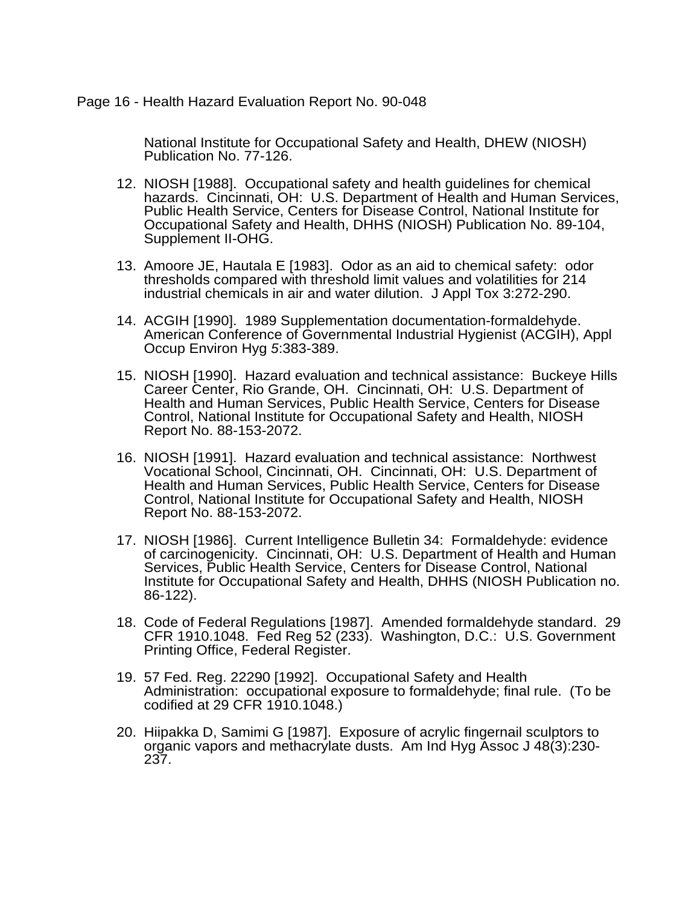National Institute for Occupational Safety and Health, DHEW (NIOSH) Publication No. 77-126.

12. NIOSH [1988]. Occupational safety and health guidelines for chemical hazards. Cincinnati, OH: U.S. Department of Health and Human Services, Public Health Service, Centers for Disease Control, National Institute for Occupational Safety and Health, DHHS (NIOSH) Publication No. 89-104, Supplement II-OHG.

13. Amoore JE, Hautala E [1983]. Odor as an aid to chemical safety: odor thresholds compared with threshold limit values and volatilities for 214 industrial chemicals in air and water dilution. J Appl Tox 3:272-290.

14. ACGIH [1990]. 1989 Supplementation documentation-formaldehyde. American Conference of Governmental Industrial Hygienist (ACGIH), Appl Occup Environ Hyg *5*:383-389.

15. NIOSH [1990]. Hazard evaluation and technical assistance: Buckeye Hills Career Center, Rio Grande, OH. Cincinnati, OH: U.S. Department of Health and Human Services, Public Health Service, Centers for Disease Control, National Institute for Occupational Safety and Health, NIOSH Report No. 88-153-2072.

16. NIOSH [1991]. Hazard evaluation and technical assistance: Northwest Vocational School, Cincinnati, OH. Cincinnati, OH: U.S. Department of Health and Human Services, Public Health Service, Centers for Disease Control, National Institute for Occupational Safety and Health, NIOSH Report No. 88-153-2072.

17. NIOSH [1986]. Current Intelligence Bulletin 34: Formaldehyde: evidence of carcinogenicity. Cincinnati, OH: U.S. Department of Health and Human Services, Public Health Service, Centers for Disease Control, National Institute for Occupational Safety and Health, DHHS (NIOSH Publication no. 86-122).

18. Code of Federal Regulations [1987]. Amended formaldehyde standard. 29 CFR 1910.1048. Fed Reg 52 (233). Washington, D.C.: U.S. Government Printing Office, Federal Register.

19. 57 Fed. Reg. 22290 [1992]. Occupational Safety and Health Administration: occupational exposure to formaldehyde; final rule. (To be codified at 29 CFR 1910.1048.)

20. Hiipakka D, Samimi G [1987]. Exposure of acrylic fingernail sculptors to organic vapors and methacrylate dusts. Am Ind Hyg Assoc J 48(3):230-237.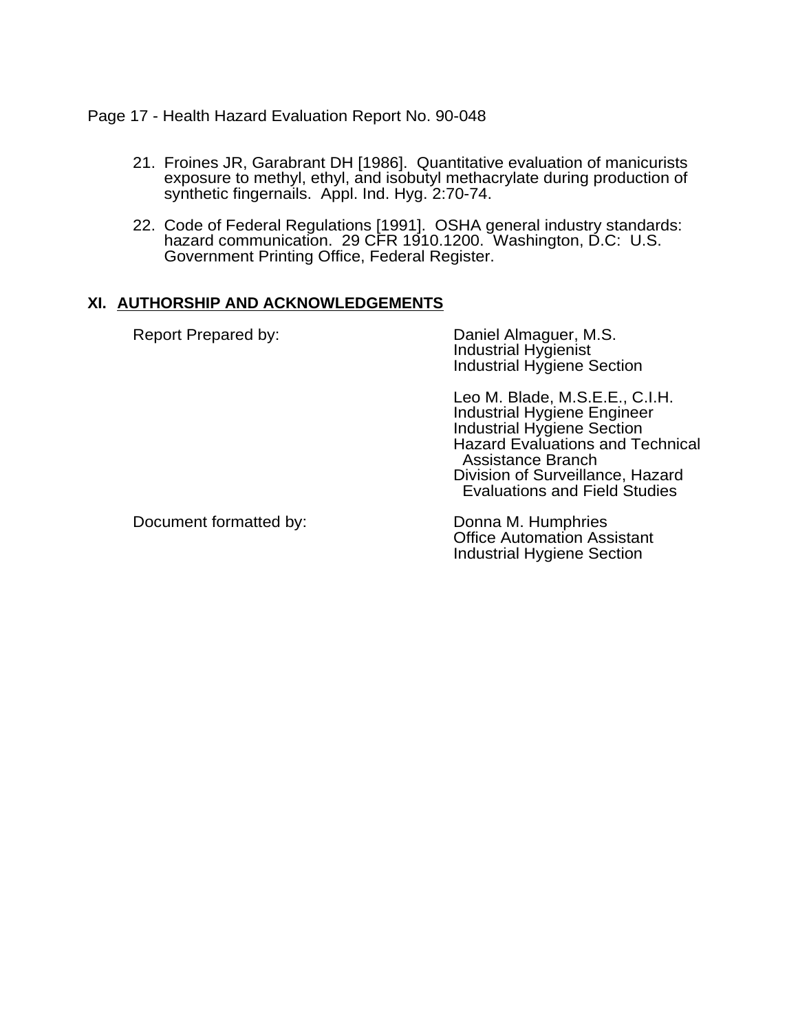21. Froines JR, Garabrant DH [1986]. Quantitative evaluation of manicurists exposure to methyl, ethyl, and isobutyl methacrylate during production of synthetic fingernails. Appl. Ind. Hyg. 2:70-74.

22. Code of Federal Regulations [1991]. OSHA general industry standards: hazard communication. 29 CFR 1910.1200. Washington, D.C: U.S. Government Printing Office, Federal Register.

## XI. AUTHORSHIP AND ACKNOWLEDGEMENTS

Report Prepared by:

Daniel Almaguer, M.S.
Industrial Hygienist
Industrial Hygiene Section

Leo M. Blade, M.S.E.E., C.I.H.
Industrial Hygiene Engineer
Industrial Hygiene Section
Hazard Evaluations and Technical Assistance Branch
Division of Surveillance, Hazard Evaluations and Field Studies

Document formatted by:

Donna M. Humphries
Office Automation Assistant
Industrial Hygiene Section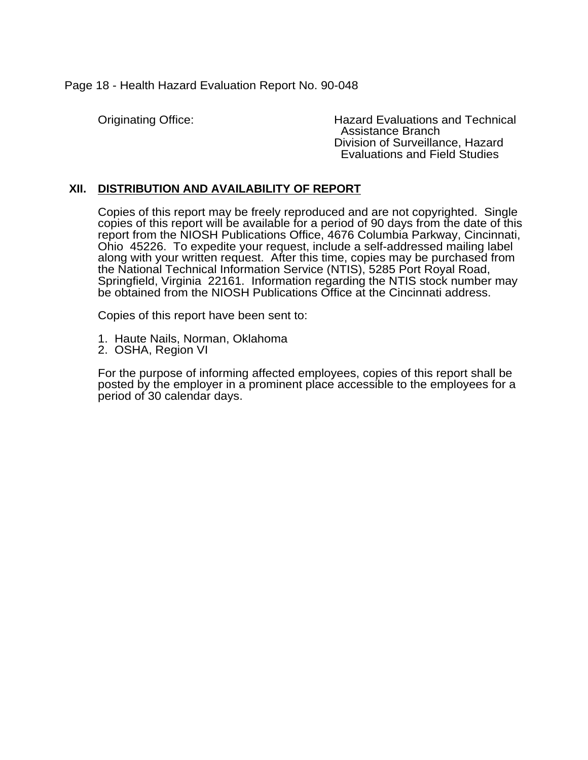Originating Office: Hazard Evaluations and Technical Assistance Branch
Division of Surveillance, Hazard Evaluations and Field Studies

## XII. DISTRIBUTION AND AVAILABILITY OF REPORT

Copies of this report may be freely reproduced and are not copyrighted. Single copies of this report will be available for a period of 90 days from the date of this report from the NIOSH Publications Office, 4676 Columbia Parkway, Cincinnati, Ohio 45226. To expedite your request, include a self-addressed mailing label along with your written request. After this time, copies may be purchased from the National Technical Information Service (NTIS), 5285 Port Royal Road, Springfield, Virginia 22161. Information regarding the NTIS stock number may be obtained from the NIOSH Publications Office at the Cincinnati address.

Copies of this report have been sent to:

1. Haute Nails, Norman, Oklahoma
2. OSHA, Region VI

For the purpose of informing affected employees, copies of this report shall be posted by the employer in a prominent place accessible to the employees for a period of 30 calendar days.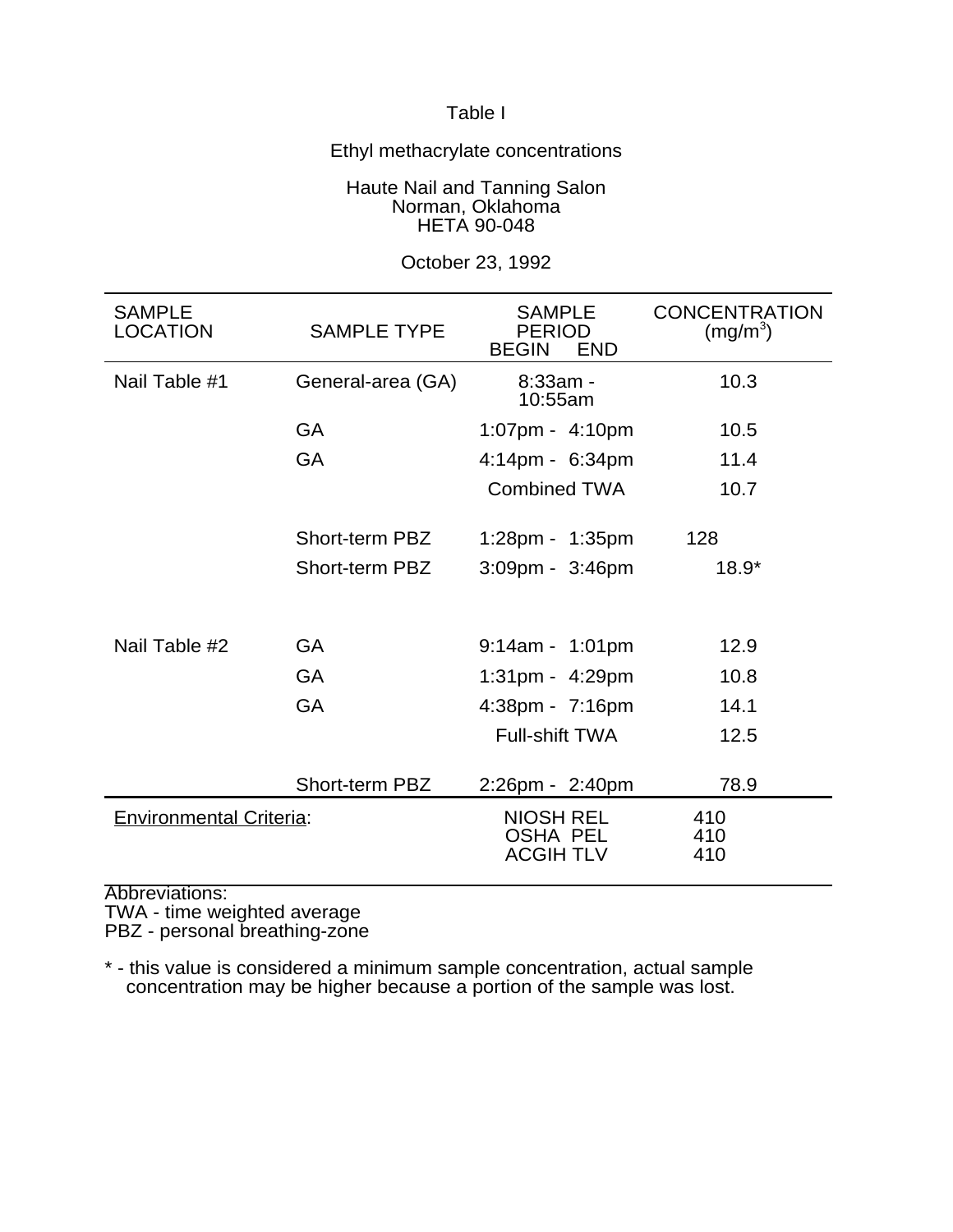Table I

Ethyl methacrylate concentrations

Haute Nail and Tanning Salon
Norman, Oklahoma
HETA 90-048

October 23, 1992

| SAMPLE LOCATION | SAMPLE TYPE | SAMPLE PERIOD BEGIN END | CONCENTRATION ($mg/m^3$) |
|---|---|---|---|
| Nail Table #1 | General-area (GA) | 8:33am - 10:55am | 10.3 |
| | GA | 1:07pm - 4:10pm | 10.5 |
| | GA | 4:14pm - 6:34pm | 11.4 |
| | | Combined TWA | 10.7 |
| | Short-term PBZ | 1:28pm - 1:35pm | 128 |
| | Short-term PBZ | 3:09pm - 3:46pm | 18.9* |
| Nail Table #2 | GA | 9:14am - 1:01pm | 12.9 |
| | GA | 1:31pm - 4:29pm | 10.8 |
| | GA | 4:38pm - 7:16pm | 14.1 |
| | | Full-shift TWA | 12.5 |
| | Short-term PBZ | 2:26pm - 2:40pm | 78.9 |
| Environmental Criteria: | | NIOSH REL | 410 |
| | | OSHA PEL | 410 |
| | | ACGIH TLV | 410 |

Abbreviations:
TWA - time weighted average
PBZ - personal breathing-zone

* - this value is considered a minimum sample concentration, actual sample concentration may be higher because a portion of the sample was lost.